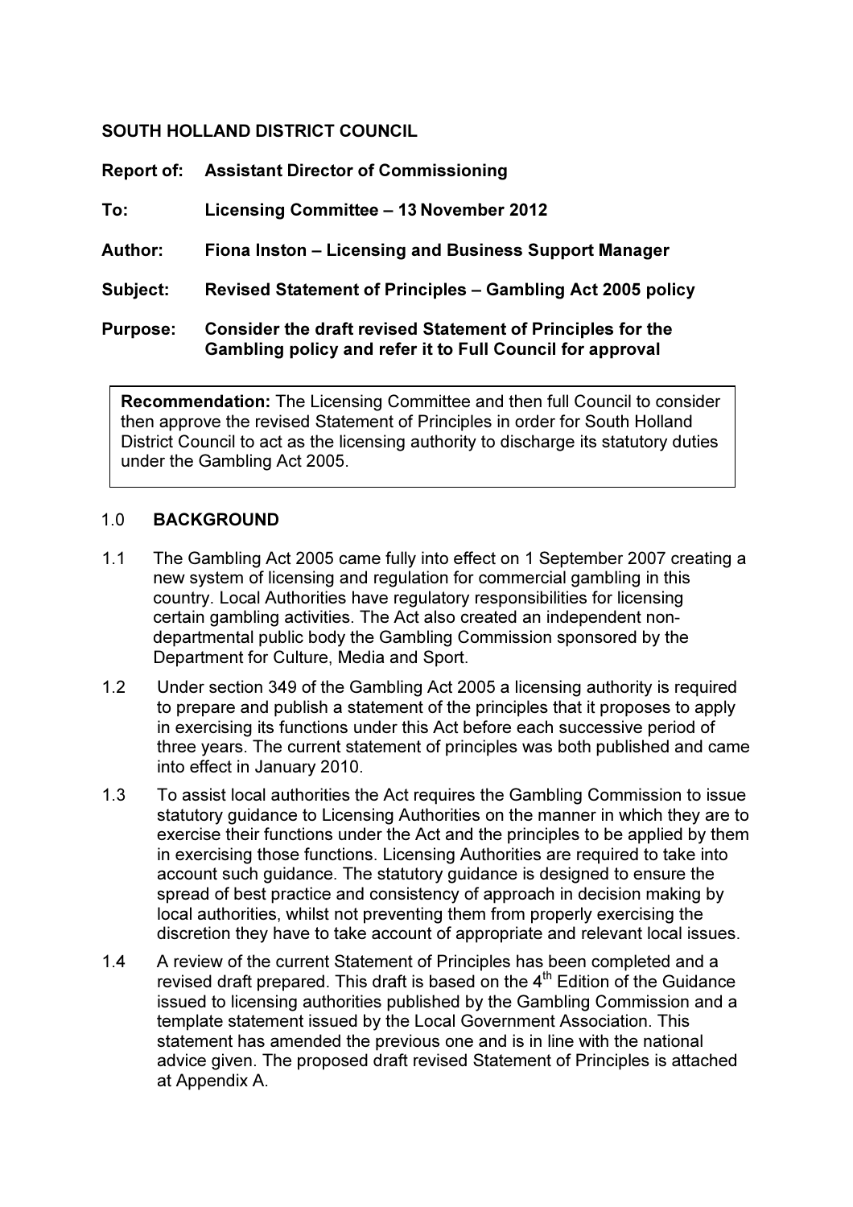**SOUTH HOLLAND DISTRICT COUNCIL**

**Report of:** **Assistant Director of Commissioning**

**To:** **Licensing Committee – 13 November 2012**

**Author:** **Fiona Inston – Licensing and Business Support Manager**

**Subject:** **Revised Statement of Principles – Gambling Act 2005 policy**

**Purpose:** **Consider the draft revised Statement of Principles for the Gambling policy and refer it to Full Council for approval**

> **Recommendation:** The Licensing Committee and then full Council to consider then approve the revised Statement of Principles in order for South Holland District Council to act as the licensing authority to discharge its statutory duties under the Gambling Act 2005.

## 1.0 BACKGROUND

1.1 The Gambling Act 2005 came fully into effect on 1 September 2007 creating a new system of licensing and regulation for commercial gambling in this country. Local Authorities have regulatory responsibilities for licensing certain gambling activities. The Act also created an independent non-departmental public body the Gambling Commission sponsored by the Department for Culture, Media and Sport.

1.2 Under section 349 of the Gambling Act 2005 a licensing authority is required to prepare and publish a statement of the principles that it proposes to apply in exercising its functions under this Act before each successive period of three years. The current statement of principles was both published and came into effect in January 2010.

1.3 To assist local authorities the Act requires the Gambling Commission to issue statutory guidance to Licensing Authorities on the manner in which they are to exercise their functions under the Act and the principles to be applied by them in exercising those functions. Licensing Authorities are required to take into account such guidance. The statutory guidance is designed to ensure the spread of best practice and consistency of approach in decision making by local authorities, whilst not preventing them from properly exercising the discretion they have to take account of appropriate and relevant local issues.

1.4 A review of the current Statement of Principles has been completed and a revised draft prepared. This draft is based on the 4th Edition of the Guidance issued to licensing authorities published by the Gambling Commission and a template statement issued by the Local Government Association. This statement has amended the previous one and is in line with the national advice given. The proposed draft revised Statement of Principles is attached at Appendix A.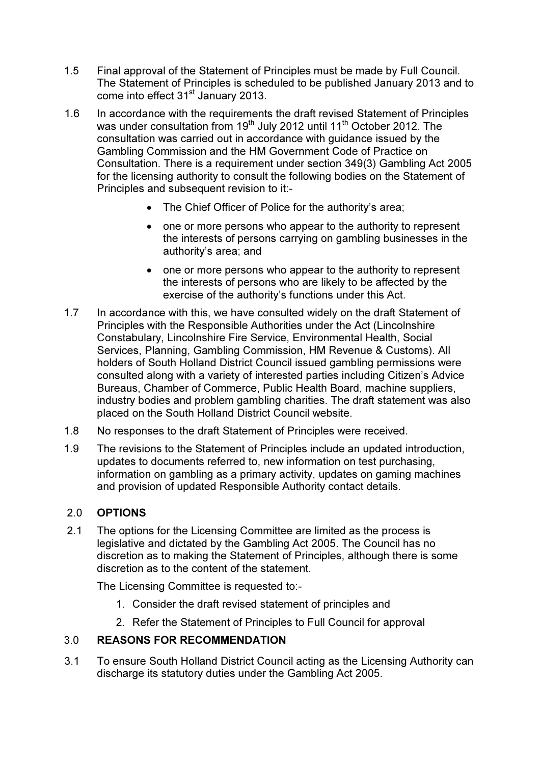1.5 Final approval of the Statement of Principles must be made by Full Council. The Statement of Principles is scheduled to be published January 2013 and to come into effect 31st January 2013.

1.6 In accordance with the requirements the draft revised Statement of Principles was under consultation from 19th July 2012 until 11th October 2012. The consultation was carried out in accordance with guidance issued by the Gambling Commission and the HM Government Code of Practice on Consultation. There is a requirement under section 349(3) Gambling Act 2005 for the licensing authority to consult the following bodies on the Statement of Principles and subsequent revision to it:-

- The Chief Officer of Police for the authority's area;
- one or more persons who appear to the authority to represent the interests of persons carrying on gambling businesses in the authority's area; and
- one or more persons who appear to the authority to represent the interests of persons who are likely to be affected by the exercise of the authority's functions under this Act.

1.7 In accordance with this, we have consulted widely on the draft Statement of Principles with the Responsible Authorities under the Act (Lincolnshire Constabulary, Lincolnshire Fire Service, Environmental Health, Social Services, Planning, Gambling Commission, HM Revenue & Customs). All holders of South Holland District Council issued gambling permissions were consulted along with a variety of interested parties including Citizen's Advice Bureaus, Chamber of Commerce, Public Health Board, machine suppliers, industry bodies and problem gambling charities. The draft statement was also placed on the South Holland District Council website.

1.8 No responses to the draft Statement of Principles were received.

1.9 The revisions to the Statement of Principles include an updated introduction, updates to documents referred to, new information on test purchasing, information on gambling as a primary activity, updates on gaming machines and provision of updated Responsible Authority contact details.

## 2.0 OPTIONS

2.1 The options for the Licensing Committee are limited as the process is legislative and dictated by the Gambling Act 2005. The Council has no discretion as to making the Statement of Principles, although there is some discretion as to the content of the statement.

The Licensing Committee is requested to:-

1. Consider the draft revised statement of principles and
2. Refer the Statement of Principles to Full Council for approval

## 3.0 REASONS FOR RECOMMENDATION

3.1 To ensure South Holland District Council acting as the Licensing Authority can discharge its statutory duties under the Gambling Act 2005.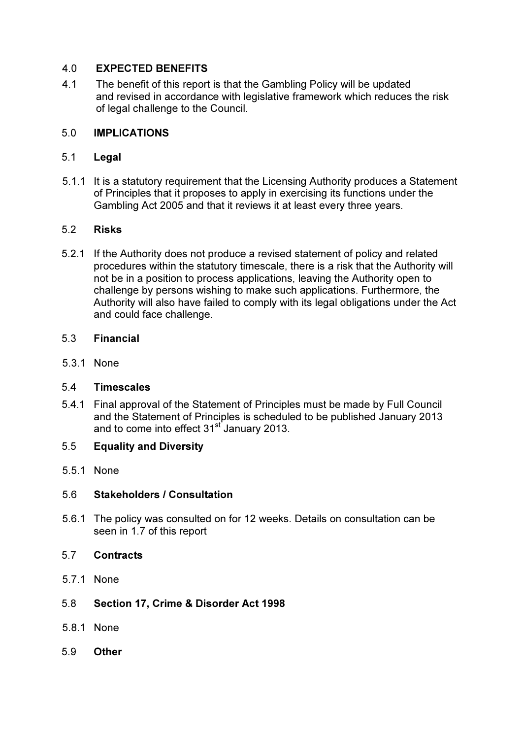## 4.0 EXPECTED BENEFITS

4.1 The benefit of this report is that the Gambling Policy will be updated and revised in accordance with legislative framework which reduces the risk of legal challenge to the Council.

## 5.0 IMPLICATIONS

### 5.1 Legal

5.1.1 It is a statutory requirement that the Licensing Authority produces a Statement of Principles that it proposes to apply in exercising its functions under the Gambling Act 2005 and that it reviews it at least every three years.

### 5.2 Risks

5.2.1 If the Authority does not produce a revised statement of policy and related procedures within the statutory timescale, there is a risk that the Authority will not be in a position to process applications, leaving the Authority open to challenge by persons wishing to make such applications. Furthermore, the Authority will also have failed to comply with its legal obligations under the Act and could face challenge.

### 5.3 Financial

5.3.1 None

### 5.4 Timescales

5.4.1 Final approval of the Statement of Principles must be made by Full Council and the Statement of Principles is scheduled to be published January 2013 and to come into effect 31st January 2013.

### 5.5 Equality and Diversity

5.5.1 None

### 5.6 Stakeholders / Consultation

5.6.1 The policy was consulted on for 12 weeks. Details on consultation can be seen in 1.7 of this report

### 5.7 Contracts

5.7.1 None

### 5.8 Section 17, Crime & Disorder Act 1998

5.8.1 None

### 5.9 Other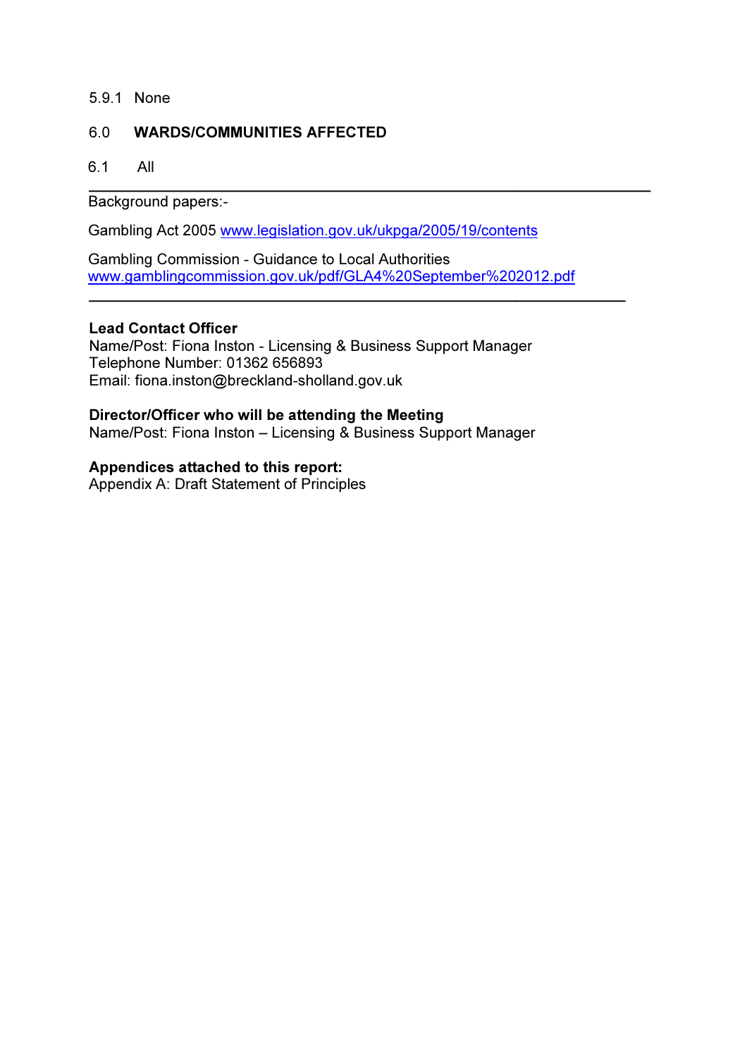5.9.1 None

## 6.0 WARDS/COMMUNITIES AFFECTED

6.1 All

---

Background papers:-

Gambling Act 2005 [www.legislation.gov.uk/ukpga/2005/19/contents](http://www.legislation.gov.uk/ukpga/2005/19/contents)

Gambling Commission - Guidance to Local Authorities
[www.gamblingcommission.gov.uk/pdf/GLA4%20September%202012.pdf](http://www.gamblingcommission.gov.uk/pdf/GLA4%20September%202012.pdf)

---

**Lead Contact Officer**
Name/Post: Fiona Inston - Licensing & Business Support Manager
Telephone Number: 01362 656893
Email: fiona.inston@breckland-sholland.gov.uk

**Director/Officer who will be attending the Meeting**
Name/Post: Fiona Inston – Licensing & Business Support Manager

**Appendices attached to this report:**
Appendix A: Draft Statement of Principles